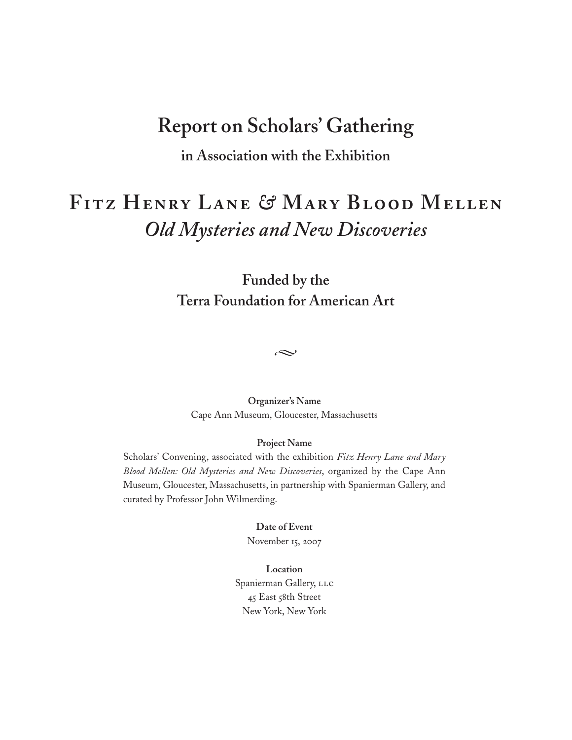# Report on Scholars' Gathering

**in Association with the Exhibition**

# Fitz Henry Lane & Mary Blood Mellen
## *Old Mysteries and New Discoveries*

**Funded by the**
**Terra Foundation for American Art**

~

**Organizer's Name**
Cape Ann Museum, Gloucester, Massachusetts

**Project Name**
Scholars' Convening, associated with the exhibition *Fitz Henry Lane and Mary Blood Mellen: Old Mysteries and New Discoveries*, organized by the Cape Ann Museum, Gloucester, Massachusetts, in partnership with Spanierman Gallery, and curated by Professor John Wilmerding.

**Date of Event**
November 15, 2007

**Location**
Spanierman Gallery, LLC
45 East 58th Street
New York, New York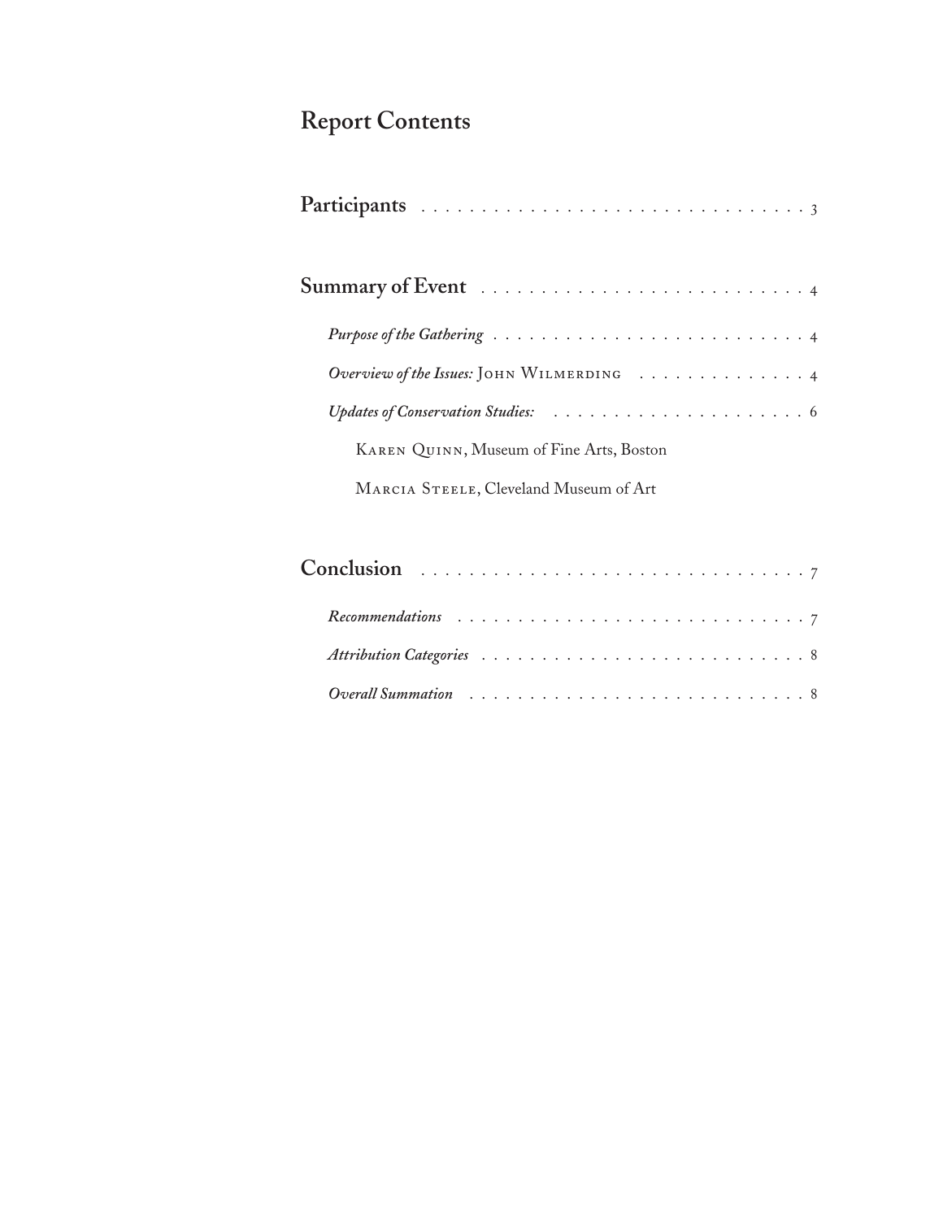# Report Contents

**Participants** . . . . . . . . . . . . . . . . . . . . . . . . . . . . . . . 3

**Summary of Event** . . . . . . . . . . . . . . . . . . . . . . . . . . . 4

*Purpose of the Gathering* . . . . . . . . . . . . . . . . . . . . . . . . . 4

*Overview of the Issues:* John Wilmerding . . . . . . . . . . . . . . 4

*Updates of Conservation Studies:* . . . . . . . . . . . . . . . . . . . . . 6

Karen Quinn, Museum of Fine Arts, Boston

Marcia Steele, Cleveland Museum of Art

**Conclusion** . . . . . . . . . . . . . . . . . . . . . . . . . . . . . . . 7

*Recommendations* . . . . . . . . . . . . . . . . . . . . . . . . . . . . 7

*Attribution Categories* . . . . . . . . . . . . . . . . . . . . . . . . . 8

*Overall Summation* . . . . . . . . . . . . . . . . . . . . . . . . . . . 8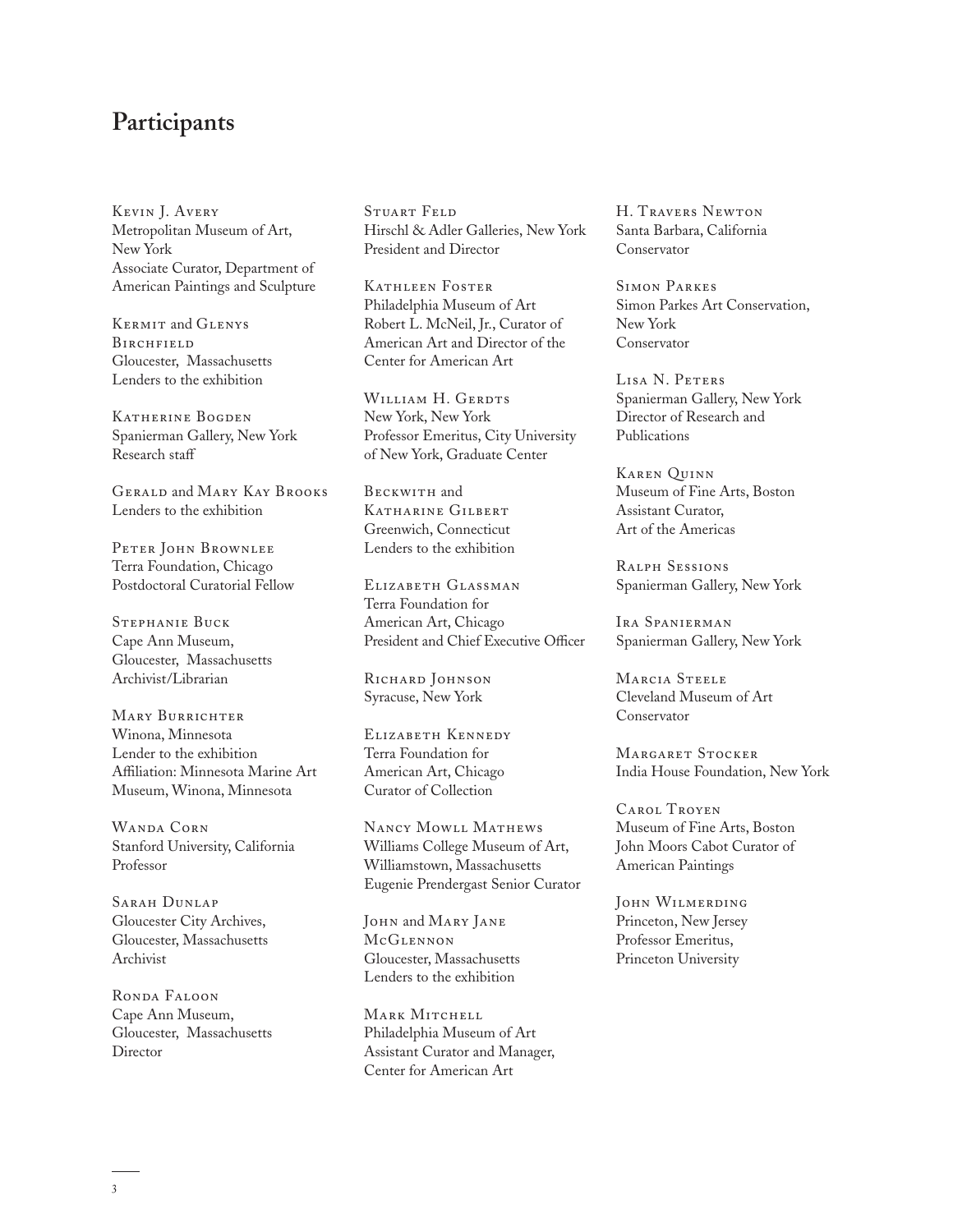# Participants

Kevin J. Avery
Metropolitan Museum of Art, New York
Associate Curator, Department of American Paintings and Sculpture

Kermit and Glenys Birchfield
Gloucester, Massachusetts
Lenders to the exhibition

Katherine Bogden
Spanierman Gallery, New York
Research staff

Gerald and Mary Kay Brooks
Lenders to the exhibition

Peter John Brownlee
Terra Foundation, Chicago
Postdoctoral Curatorial Fellow

Stephanie Buck
Cape Ann Museum, Gloucester, Massachusetts
Archivist/Librarian

Mary Burrichter
Winona, Minnesota
Lender to the exhibition
Affiliation: Minnesota Marine Art Museum, Winona, Minnesota

Wanda Corn
Stanford University, California
Professor

Sarah Dunlap
Gloucester City Archives, Gloucester, Massachusetts
Archivist

Ronda Faloon
Cape Ann Museum, Gloucester, Massachusetts
Director

Stuart Feld
Hirschl & Adler Galleries, New York
President and Director

Kathleen Foster
Philadelphia Museum of Art
Robert L. McNeil, Jr., Curator of American Art and Director of the Center for American Art

William H. Gerdts
New York, New York
Professor Emeritus, City University of New York, Graduate Center

Beckwith and Katharine Gilbert
Greenwich, Connecticut
Lenders to the exhibition

Elizabeth Glassman
Terra Foundation for American Art, Chicago
President and Chief Executive Officer

Richard Johnson
Syracuse, New York

Elizabeth Kennedy
Terra Foundation for American Art, Chicago
Curator of Collection

Nancy Mowll Mathews
Williams College Museum of Art, Williamstown, Massachusetts
Eugenie Prendergast Senior Curator

John and Mary Jane McGlennon
Gloucester, Massachusetts
Lenders to the exhibition

Mark Mitchell
Philadelphia Museum of Art
Assistant Curator and Manager, Center for American Art

H. Travers Newton
Santa Barbara, California
Conservator

Simon Parkes
Simon Parkes Art Conservation, New York
Conservator

Lisa N. Peters
Spanierman Gallery, New York
Director of Research and Publications

Karen Quinn
Museum of Fine Arts, Boston
Assistant Curator, Art of the Americas

Ralph Sessions
Spanierman Gallery, New York

Ira Spanierman
Spanierman Gallery, New York

Marcia Steele
Cleveland Museum of Art
Conservator

Margaret Stocker
India House Foundation, New York

Carol Troyen
Museum of Fine Arts, Boston
John Moors Cabot Curator of American Paintings

John Wilmerding
Princeton, New Jersey
Professor Emeritus, Princeton University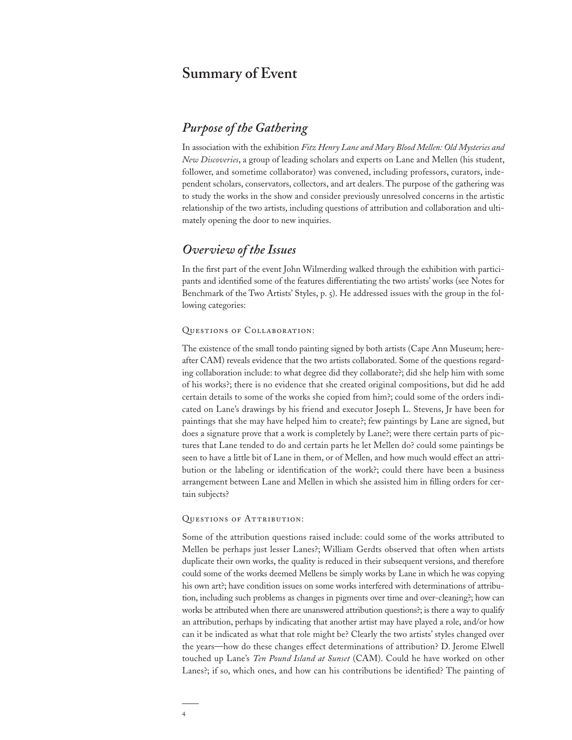# Summary of Event

## *Purpose of the Gathering*

In association with the exhibition *Fitz Henry Lane and Mary Blood Mellen: Old Mysteries and New Discoveries*, a group of leading scholars and experts on Lane and Mellen (his student, follower, and sometime collaborator) was convened, including professors, curators, independent scholars, conservators, collectors, and art dealers. The purpose of the gathering was to study the works in the show and consider previously unresolved concerns in the artistic relationship of the two artists, including questions of attribution and collaboration and ultimately opening the door to new inquiries.

## *Overview of the Issues*

In the first part of the event John Wilmerding walked through the exhibition with participants and identified some of the features differentiating the two artists' works (see Notes for Benchmark of the Two Artists' Styles, p. 5). He addressed issues with the group in the following categories:

### Questions of Collaboration:

The existence of the small tondo painting signed by both artists (Cape Ann Museum; hereafter CAM) reveals evidence that the two artists collaborated. Some of the questions regarding collaboration include: to what degree did they collaborate?; did she help him with some of his works?; there is no evidence that she created original compositions, but did he add certain details to some of the works she copied from him?; could some of the orders indicated on Lane's drawings by his friend and executor Joseph L. Stevens, Jr have been for paintings that she may have helped him to create?; few paintings by Lane are signed, but does a signature prove that a work is completely by Lane?; were there certain parts of pictures that Lane tended to do and certain parts he let Mellen do? could some paintings be seen to have a little bit of Lane in them, or of Mellen, and how much would effect an attribution or the labeling or identification of the work?; could there have been a business arrangement between Lane and Mellen in which she assisted him in filling orders for certain subjects?

### Questions of Attribution:

Some of the attribution questions raised include: could some of the works attributed to Mellen be perhaps just lesser Lanes?; William Gerdts observed that often when artists duplicate their own works, the quality is reduced in their subsequent versions, and therefore could some of the works deemed Mellens be simply works by Lane in which he was copying his own art?; have condition issues on some works interfered with determinations of attribution, including such problems as changes in pigments over time and over-cleaning?; how can works be attributed when there are unanswered attribution questions?; is there a way to qualify an attribution, perhaps by indicating that another artist may have played a role, and/or how can it be indicated as what that role might be? Clearly the two artists' styles changed over the years—how do these changes effect determinations of attribution? D. Jerome Elwell touched up Lane's *Ten Pound Island at Sunset* (CAM). Could he have worked on other Lanes?; if so, which ones, and how can his contributions be identified? The painting of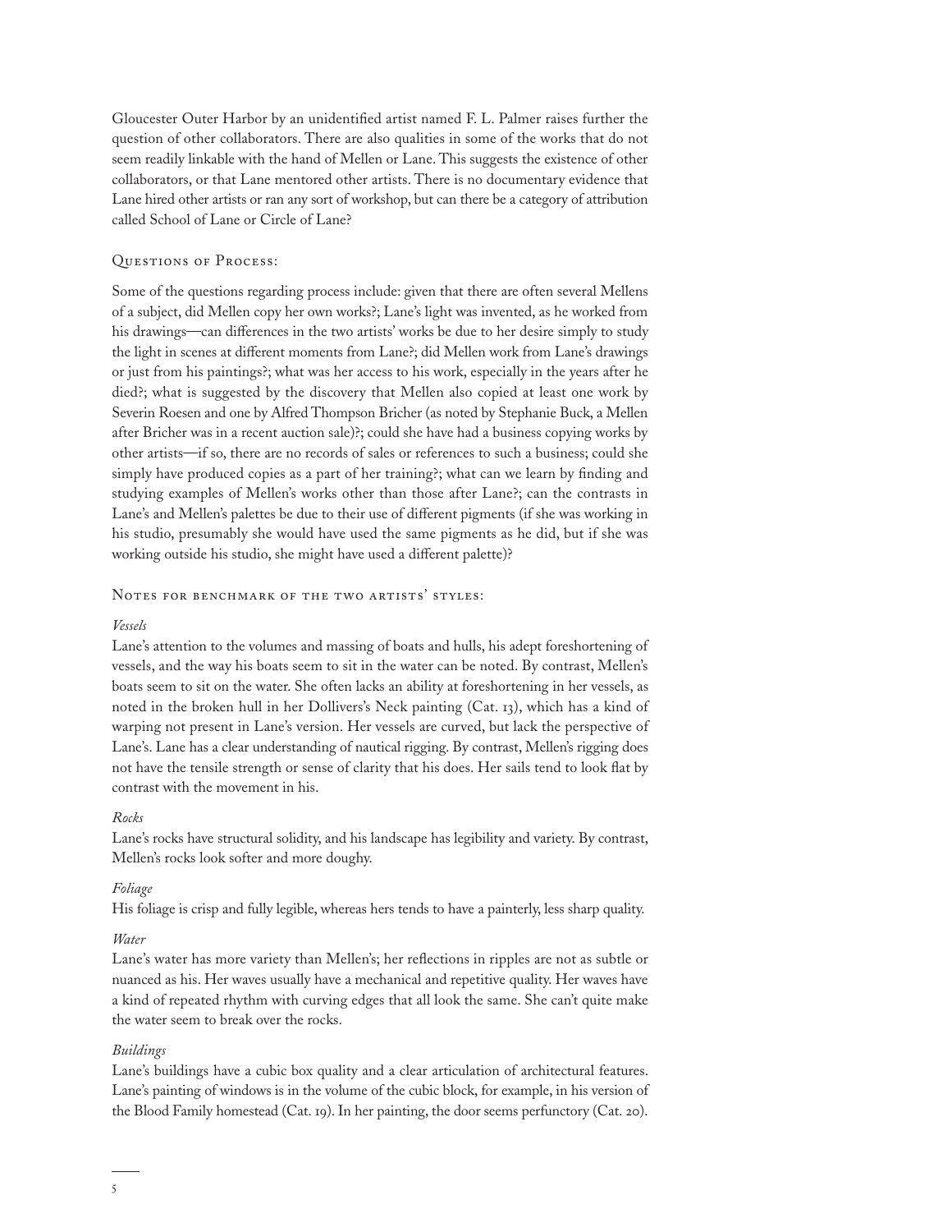Gloucester Outer Harbor by an unidentified artist named F. L. Palmer raises further the question of other collaborators. There are also qualities in some of the works that do not seem readily linkable with the hand of Mellen or Lane. This suggests the existence of other collaborators, or that Lane mentored other artists. There is no documentary evidence that Lane hired other artists or ran any sort of workshop, but can there be a category of attribution called School of Lane or Circle of Lane?

## Questions of Process:

Some of the questions regarding process include: given that there are often several Mellens of a subject, did Mellen copy her own works?; Lane's light was invented, as he worked from his drawings—can differences in the two artists' works be due to her desire simply to study the light in scenes at different moments from Lane?; did Mellen work from Lane's drawings or just from his paintings?; what was her access to his work, especially in the years after he died?; what is suggested by the discovery that Mellen also copied at least one work by Severin Roesen and one by Alfred Thompson Bricher (as noted by Stephanie Buck, a Mellen after Bricher was in a recent auction sale)?; could she have had a business copying works by other artists—if so, there are no records of sales or references to such a business; could she simply have produced copies as a part of her training?; what can we learn by finding and studying examples of Mellen's works other than those after Lane?; can the contrasts in Lane's and Mellen's palettes be due to their use of different pigments (if she was working in his studio, presumably she would have used the same pigments as he did, but if she was working outside his studio, she might have used a different palette)?

## Notes for benchmark of the two artists' styles:

*Vessels*

Lane's attention to the volumes and massing of boats and hulls, his adept foreshortening of vessels, and the way his boats seem to sit in the water can be noted. By contrast, Mellen's boats seem to sit on the water. She often lacks an ability at foreshortening in her vessels, as noted in the broken hull in her Dollivers's Neck painting (Cat. 13), which has a kind of warping not present in Lane's version. Her vessels are curved, but lack the perspective of Lane's. Lane has a clear understanding of nautical rigging. By contrast, Mellen's rigging does not have the tensile strength or sense of clarity that his does. Her sails tend to look flat by contrast with the movement in his.

*Rocks*

Lane's rocks have structural solidity, and his landscape has legibility and variety. By contrast, Mellen's rocks look softer and more doughy.

*Foliage*

His foliage is crisp and fully legible, whereas hers tends to have a painterly, less sharp quality.

*Water*

Lane's water has more variety than Mellen's; her reflections in ripples are not as subtle or nuanced as his. Her waves usually have a mechanical and repetitive quality. Her waves have a kind of repeated rhythm with curving edges that all look the same. She can't quite make the water seem to break over the rocks.

*Buildings*

Lane's buildings have a cubic box quality and a clear articulation of architectural features. Lane's painting of windows is in the volume of the cubic block, for example, in his version of the Blood Family homestead (Cat. 19). In her painting, the door seems perfunctory (Cat. 20).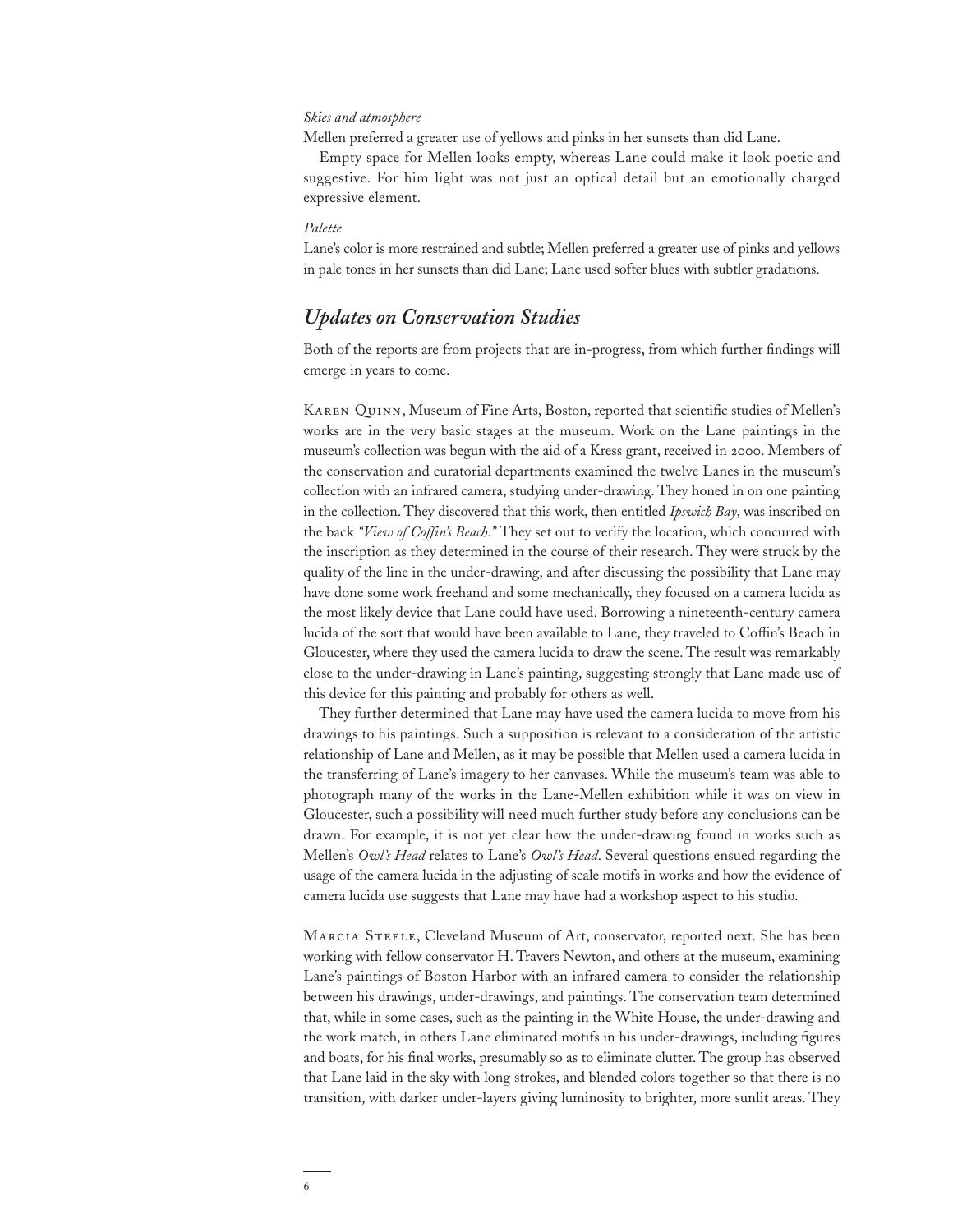*Skies and atmosphere*

Mellen preferred a greater use of yellows and pinks in her sunsets than did Lane.

Empty space for Mellen looks empty, whereas Lane could make it look poetic and suggestive. For him light was not just an optical detail but an emotionally charged expressive element.

*Palette*

Lane's color is more restrained and subtle; Mellen preferred a greater use of pinks and yellows in pale tones in her sunsets than did Lane; Lane used softer blues with subtler gradations.

## *Updates on Conservation Studies*

Both of the reports are from projects that are in-progress, from which further findings will emerge in years to come.

Karen Quinn, Museum of Fine Arts, Boston, reported that scientific studies of Mellen's works are in the very basic stages at the museum. Work on the Lane paintings in the museum's collection was begun with the aid of a Kress grant, received in 2000. Members of the conservation and curatorial departments examined the twelve Lanes in the museum's collection with an infrared camera, studying under-drawing. They honed in on one painting in the collection. They discovered that this work, then entitled *Ipswich Bay*, was inscribed on the back *"View of Coffin's Beach."* They set out to verify the location, which concurred with the inscription as they determined in the course of their research. They were struck by the quality of the line in the under-drawing, and after discussing the possibility that Lane may have done some work freehand and some mechanically, they focused on a camera lucida as the most likely device that Lane could have used. Borrowing a nineteenth-century camera lucida of the sort that would have been available to Lane, they traveled to Coffin's Beach in Gloucester, where they used the camera lucida to draw the scene. The result was remarkably close to the under-drawing in Lane's painting, suggesting strongly that Lane made use of this device for this painting and probably for others as well.

They further determined that Lane may have used the camera lucida to move from his drawings to his paintings. Such a supposition is relevant to a consideration of the artistic relationship of Lane and Mellen, as it may be possible that Mellen used a camera lucida in the transferring of Lane's imagery to her canvases. While the museum's team was able to photograph many of the works in the Lane-Mellen exhibition while it was on view in Gloucester, such a possibility will need much further study before any conclusions can be drawn. For example, it is not yet clear how the under-drawing found in works such as Mellen's *Owl's Head* relates to Lane's *Owl's Head*. Several questions ensued regarding the usage of the camera lucida in the adjusting of scale motifs in works and how the evidence of camera lucida use suggests that Lane may have had a workshop aspect to his studio.

Marcia Steele, Cleveland Museum of Art, conservator, reported next. She has been working with fellow conservator H. Travers Newton, and others at the museum, examining Lane's paintings of Boston Harbor with an infrared camera to consider the relationship between his drawings, under-drawings, and paintings. The conservation team determined that, while in some cases, such as the painting in the White House, the under-drawing and the work match, in others Lane eliminated motifs in his under-drawings, including figures and boats, for his final works, presumably so as to eliminate clutter. The group has observed that Lane laid in the sky with long strokes, and blended colors together so that there is no transition, with darker under-layers giving luminosity to brighter, more sunlit areas. They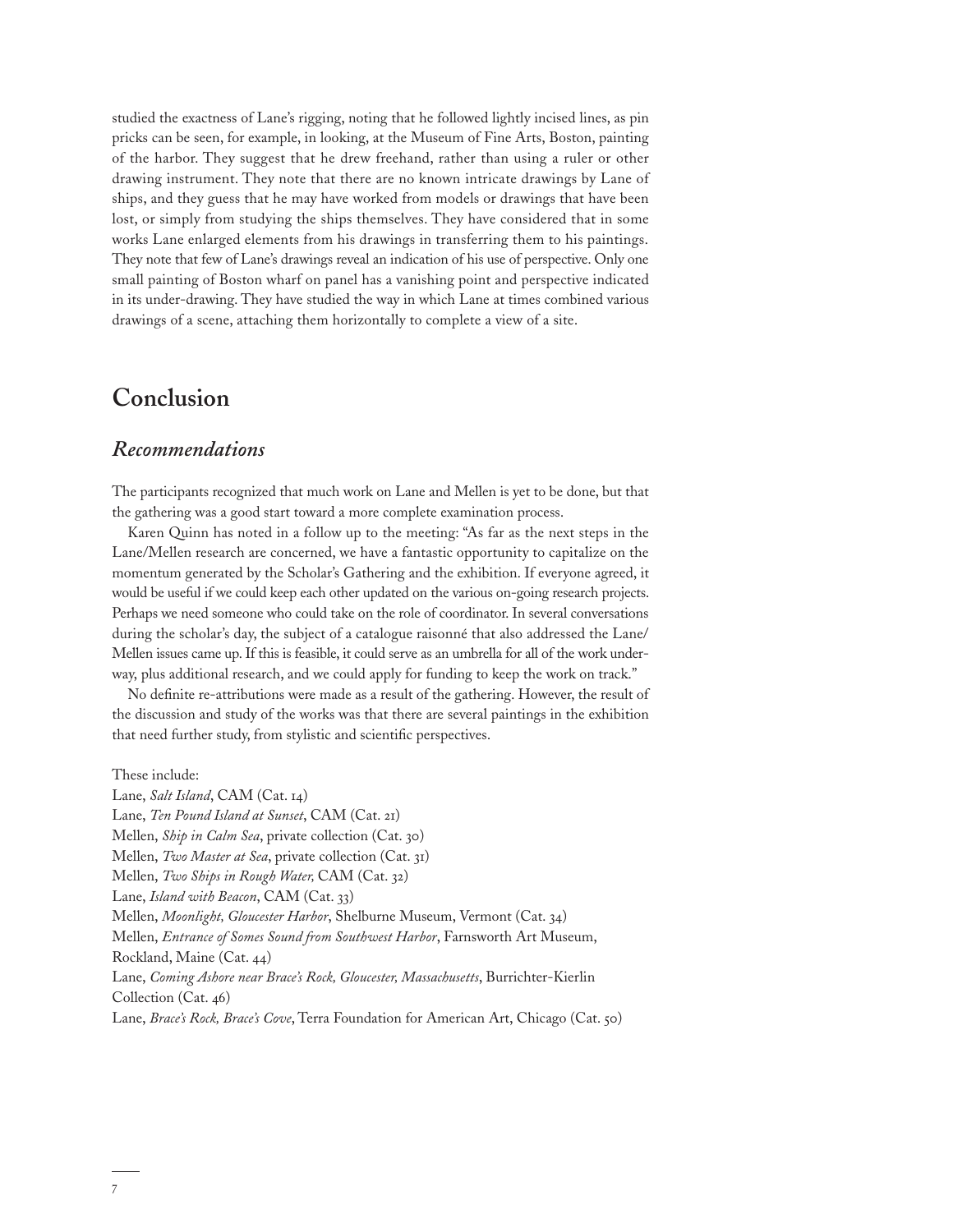studied the exactness of Lane's rigging, noting that he followed lightly incised lines, as pin pricks can be seen, for example, in looking, at the Museum of Fine Arts, Boston, painting of the harbor. They suggest that he drew freehand, rather than using a ruler or other drawing instrument. They note that there are no known intricate drawings by Lane of ships, and they guess that he may have worked from models or drawings that have been lost, or simply from studying the ships themselves. They have considered that in some works Lane enlarged elements from his drawings in transferring them to his paintings. They note that few of Lane's drawings reveal an indication of his use of perspective. Only one small painting of Boston wharf on panel has a vanishing point and perspective indicated in its under-drawing. They have studied the way in which Lane at times combined various drawings of a scene, attaching them horizontally to complete a view of a site.

## Conclusion

### *Recommendations*

The participants recognized that much work on Lane and Mellen is yet to be done, but that the gathering was a good start toward a more complete examination process.

Karen Quinn has noted in a follow up to the meeting: "As far as the next steps in the Lane/Mellen research are concerned, we have a fantastic opportunity to capitalize on the momentum generated by the Scholar's Gathering and the exhibition. If everyone agreed, it would be useful if we could keep each other updated on the various on-going research projects. Perhaps we need someone who could take on the role of coordinator. In several conversations during the scholar's day, the subject of a catalogue raisonné that also addressed the Lane/Mellen issues came up. If this is feasible, it could serve as an umbrella for all of the work underway, plus additional research, and we could apply for funding to keep the work on track."

No definite re-attributions were made as a result of the gathering. However, the result of the discussion and study of the works was that there are several paintings in the exhibition that need further study, from stylistic and scientific perspectives.

These include:

Lane, *Salt Island*, CAM (Cat. 14)
Lane, *Ten Pound Island at Sunset*, CAM (Cat. 21)
Mellen, *Ship in Calm Sea*, private collection (Cat. 30)
Mellen, *Two Master at Sea*, private collection (Cat. 31)
Mellen, *Two Ships in Rough Water,* CAM (Cat. 32)
Lane, *Island with Beacon*, CAM (Cat. 33)
Mellen, *Moonlight, Gloucester Harbor*, Shelburne Museum, Vermont (Cat. 34)
Mellen, *Entrance of Somes Sound from Southwest Harbor*, Farnsworth Art Museum, Rockland, Maine (Cat. 44)
Lane, *Coming Ashore near Brace's Rock, Gloucester, Massachusetts*, Burrichter-Kierlin Collection (Cat. 46)
Lane, *Brace's Rock, Brace's Cove*, Terra Foundation for American Art, Chicago (Cat. 50)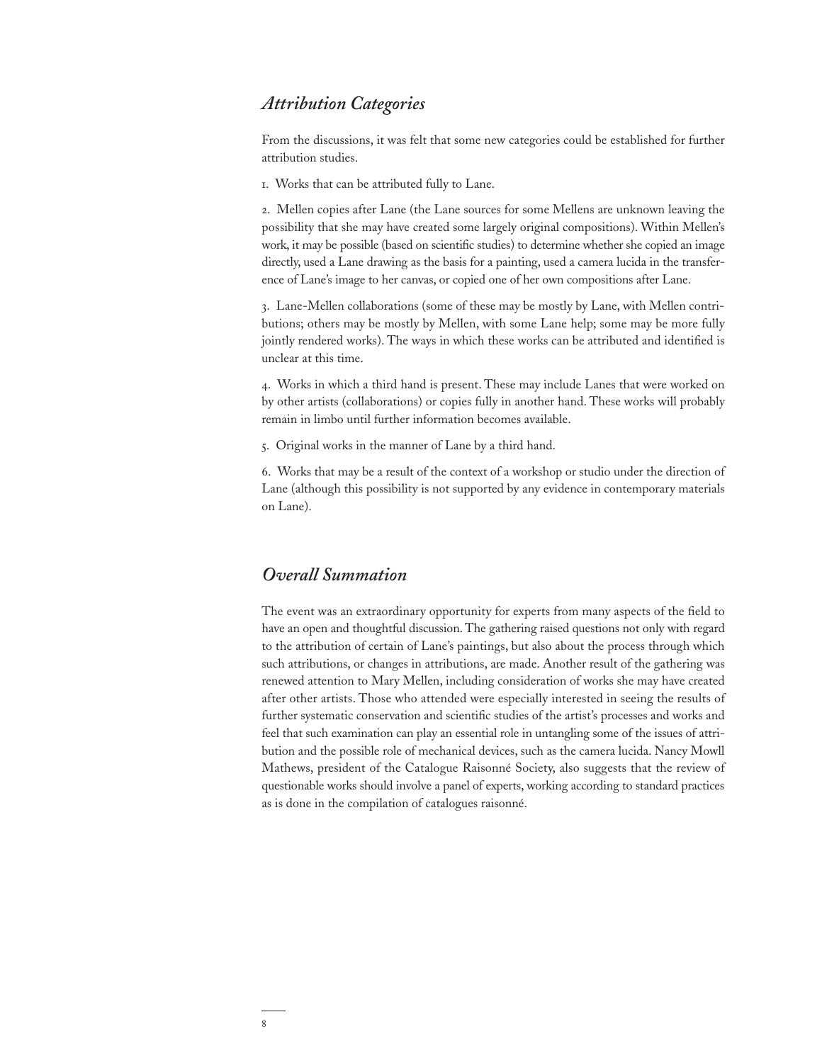## *Attribution Categories*

From the discussions, it was felt that some new categories could be established for further attribution studies.

1. Works that can be attributed fully to Lane.

2. Mellen copies after Lane (the Lane sources for some Mellens are unknown leaving the possibility that she may have created some largely original compositions). Within Mellen's work, it may be possible (based on scientific studies) to determine whether she copied an image directly, used a Lane drawing as the basis for a painting, used a camera lucida in the transference of Lane's image to her canvas, or copied one of her own compositions after Lane.

3. Lane-Mellen collaborations (some of these may be mostly by Lane, with Mellen contributions; others may be mostly by Mellen, with some Lane help; some may be more fully jointly rendered works). The ways in which these works can be attributed and identified is unclear at this time.

4. Works in which a third hand is present. These may include Lanes that were worked on by other artists (collaborations) or copies fully in another hand. These works will probably remain in limbo until further information becomes available.

5. Original works in the manner of Lane by a third hand.

6. Works that may be a result of the context of a workshop or studio under the direction of Lane (although this possibility is not supported by any evidence in contemporary materials on Lane).

## *Overall Summation*

The event was an extraordinary opportunity for experts from many aspects of the field to have an open and thoughtful discussion. The gathering raised questions not only with regard to the attribution of certain of Lane's paintings, but also about the process through which such attributions, or changes in attributions, are made. Another result of the gathering was renewed attention to Mary Mellen, including consideration of works she may have created after other artists. Those who attended were especially interested in seeing the results of further systematic conservation and scientific studies of the artist's processes and works and feel that such examination can play an essential role in untangling some of the issues of attribution and the possible role of mechanical devices, such as the camera lucida. Nancy Mowll Mathews, president of the Catalogue Raisonné Society, also suggests that the review of questionable works should involve a panel of experts, working according to standard practices as is done in the compilation of catalogues raisonné.